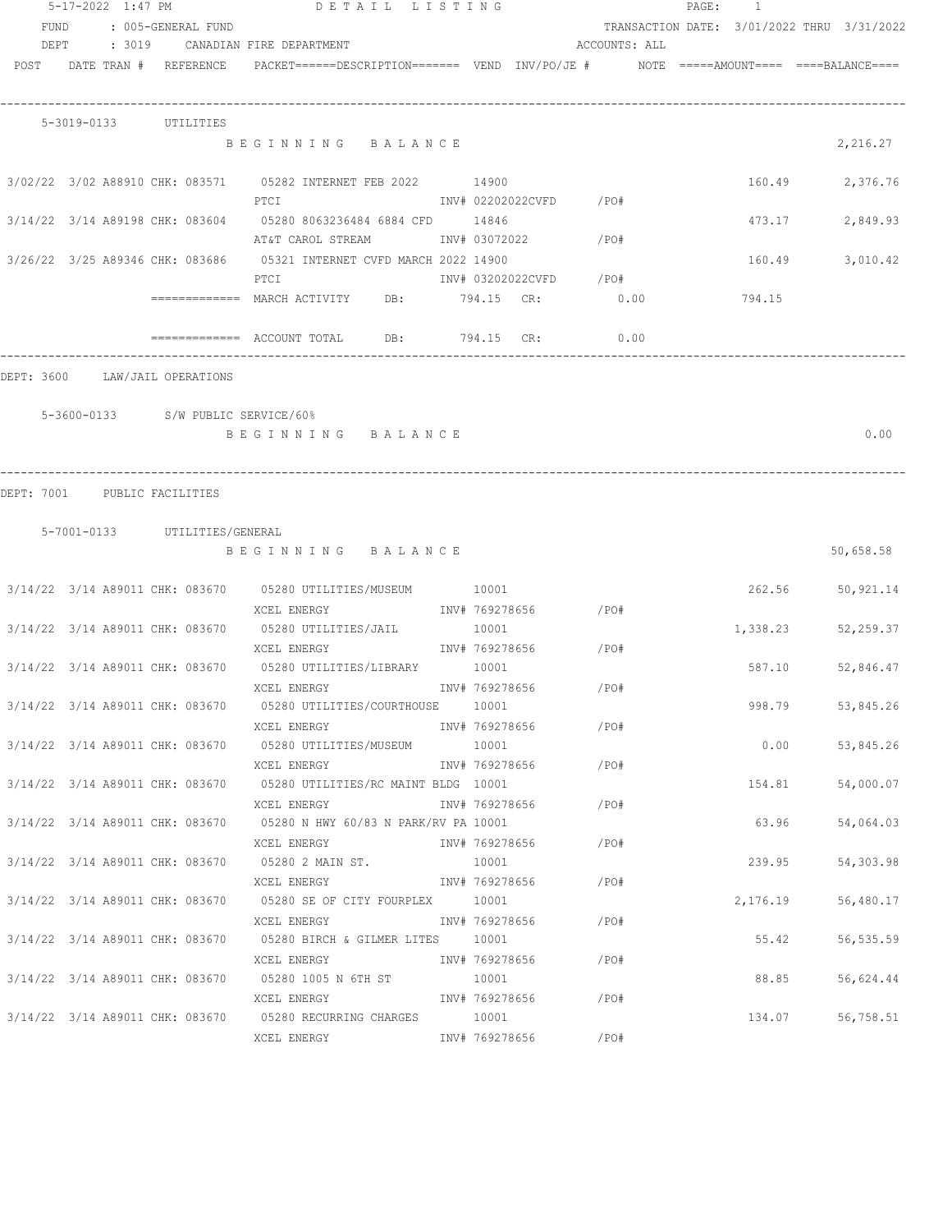5-17-2022 1:47 PM DETAIL LISTING PAGE: 1

FUND : 005-GENERAL FUND TRANSACTION DATE: 3/01/2022 THRU 3/31/2022

DEPT : 3019 CANADIAN FIRE DEPARTMENT ACCOUNTS: ALL

| POST | DATE | TRAN # | REFERENCE | PACKET======DESCRIPTION======= | VEND | INV/PO/JE # | NOTE | =====AMOUNT==== | ====BALANCE==== |
|---|---|---|---|---|---|---|---|---|---|

**5-3019-0133 UTILITIES**

| POST | DATE | TRAN # | REFERENCE | PACKET / DESCRIPTION | VEND | INV/PO/JE # | NOTE | AMOUNT | BALANCE |
|---|---|---|---|---|---|---|---|---|---|
| | | | | BEGINNING BALANCE | | | | | 2,216.27 |
| 3/02/22 | 3/02 | A88910 | CHK: 083571 | 05282 INTERNET FEB 2022 / PTCI | 14900 | INV# 02202022CVFD /PO# | | 160.49 | 2,376.76 |
| 3/14/22 | 3/14 | A89198 | CHK: 083604 | 05280 8063236484 6884 CFD / AT&T CAROL STREAM | 14846 | INV# 03072022 /PO# | | 473.17 | 2,849.93 |
| 3/26/22 | 3/25 | A89346 | CHK: 083686 | 05321 INTERNET CVFD MARCH 2022 / PTCI | 14900 | INV# 03202022CVFD /PO# | | 160.49 | 3,010.42 |

============= MARCH ACTIVITY DB: 794.15 CR: 0.00 794.15

============= ACCOUNT TOTAL DB: 794.15 CR: 0.00

DEPT: 3600 LAW/JAIL OPERATIONS

**5-3600-0133 S/W PUBLIC SERVICE/60%**

BEGINNING BALANCE 0.00

DEPT: 7001 PUBLIC FACILITIES

**5-7001-0133 UTILITIES/GENERAL**

| POST | DATE | TRAN # | REFERENCE | PACKET / DESCRIPTION | VEND | INV/PO/JE # | NOTE | AMOUNT | BALANCE |
|---|---|---|---|---|---|---|---|---|---|
| | | | | BEGINNING BALANCE | | | | | 50,658.58 |
| 3/14/22 | 3/14 | A89011 | CHK: 083670 | 05280 UTILITIES/MUSEUM / XCEL ENERGY | 10001 | INV# 769278656 /PO# | | 262.56 | 50,921.14 |
| 3/14/22 | 3/14 | A89011 | CHK: 083670 | 05280 UTILITIES/JAIL / XCEL ENERGY | 10001 | INV# 769278656 /PO# | | 1,338.23 | 52,259.37 |
| 3/14/22 | 3/14 | A89011 | CHK: 083670 | 05280 UTILITIES/LIBRARY / XCEL ENERGY | 10001 | INV# 769278656 /PO# | | 587.10 | 52,846.47 |
| 3/14/22 | 3/14 | A89011 | CHK: 083670 | 05280 UTILITIES/COURTHOUSE / XCEL ENERGY | 10001 | INV# 769278656 /PO# | | 998.79 | 53,845.26 |
| 3/14/22 | 3/14 | A89011 | CHK: 083670 | 05280 UTILITIES/MUSEUM / XCEL ENERGY | 10001 | INV# 769278656 /PO# | | 0.00 | 53,845.26 |
| 3/14/22 | 3/14 | A89011 | CHK: 083670 | 05280 UTILITIES/RC MAINT BLDG / XCEL ENERGY | 10001 | INV# 769278656 /PO# | | 154.81 | 54,000.07 |
| 3/14/22 | 3/14 | A89011 | CHK: 083670 | 05280 N HWY 60/83 N PARK/RV PA / XCEL ENERGY | 10001 | INV# 769278656 /PO# | | 63.96 | 54,064.03 |
| 3/14/22 | 3/14 | A89011 | CHK: 083670 | 05280 2 MAIN ST. / XCEL ENERGY | 10001 | INV# 769278656 /PO# | | 239.95 | 54,303.98 |
| 3/14/22 | 3/14 | A89011 | CHK: 083670 | 05280 SE OF CITY FOURPLEX / XCEL ENERGY | 10001 | INV# 769278656 /PO# | | 2,176.19 | 56,480.17 |
| 3/14/22 | 3/14 | A89011 | CHK: 083670 | 05280 BIRCH & GILMER LITES / XCEL ENERGY | 10001 | INV# 769278656 /PO# | | 55.42 | 56,535.59 |
| 3/14/22 | 3/14 | A89011 | CHK: 083670 | 05280 1005 N 6TH ST / XCEL ENERGY | 10001 | INV# 769278656 /PO# | | 88.85 | 56,624.44 |
| 3/14/22 | 3/14 | A89011 | CHK: 083670 | 05280 RECURRING CHARGES / XCEL ENERGY | 10001 | INV# 769278656 /PO# | | 134.07 | 56,758.51 |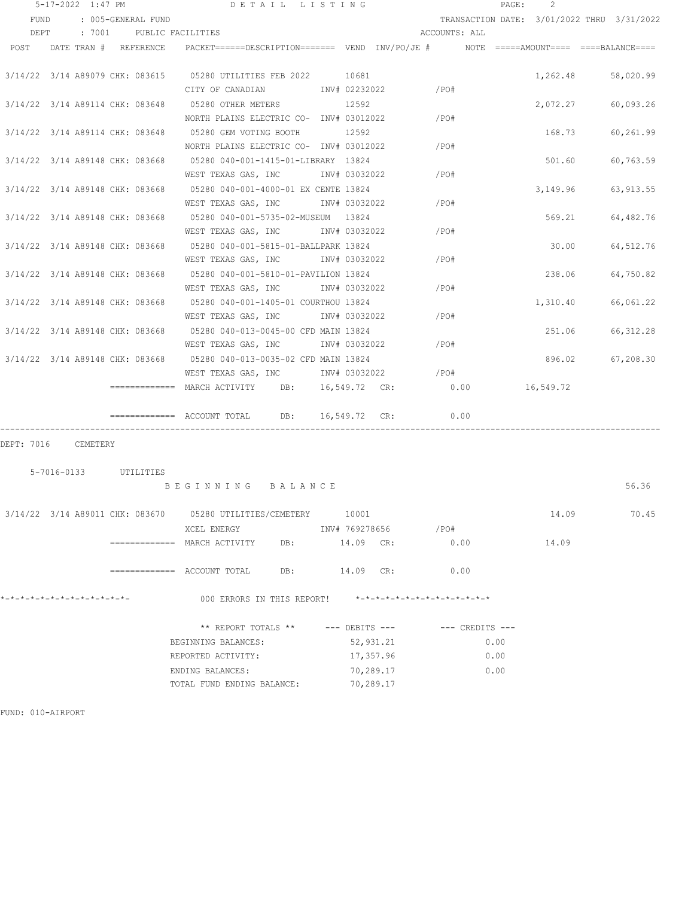5-17-2022 1:47 PM — DETAIL LISTING

FUND : 005-GENERAL FUND — TRANSACTION DATE: 3/01/2022 THRU 3/31/2022

DEPT : 7001 PUBLIC FACILITIES — ACCOUNTS: ALL

| POST | DATE | TRAN # | REFERENCE | PACKET======DESCRIPTION======= | VEND | INV/PO/JE # | NOTE | =====AMOUNT==== | ====BALANCE==== |
|---|---|---|---|---|---|---|---|---|---|
| 3/14/22 | 3/14 | A89079 | CHK: 083615 | 05280 UTILITIES FEB 2022 / CITY OF CANADIAN | 10681 | INV# 02232022 /PO# | | 1,262.48 | 58,020.99 |
| 3/14/22 | 3/14 | A89114 | CHK: 083648 | 05280 OTHER METERS / NORTH PLAINS ELECTRIC CO- | 12592 | INV# 03012022 /PO# | | 2,072.27 | 60,093.26 |
| 3/14/22 | 3/14 | A89114 | CHK: 083648 | 05280 GEM VOTING BOOTH / NORTH PLAINS ELECTRIC CO- | 12592 | INV# 03012022 /PO# | | 168.73 | 60,261.99 |
| 3/14/22 | 3/14 | A89148 | CHK: 083668 | 05280 040-001-1415-01-LIBRARY / WEST TEXAS GAS, INC | 13824 | INV# 03032022 /PO# | | 501.60 | 60,763.59 |
| 3/14/22 | 3/14 | A89148 | CHK: 083668 | 05280 040-001-4000-01 EX CENTE / WEST TEXAS GAS, INC | 13824 | INV# 03032022 /PO# | | 3,149.96 | 63,913.55 |
| 3/14/22 | 3/14 | A89148 | CHK: 083668 | 05280 040-001-5735-02-MUSEUM / WEST TEXAS GAS, INC | 13824 | INV# 03032022 /PO# | | 569.21 | 64,482.76 |
| 3/14/22 | 3/14 | A89148 | CHK: 083668 | 05280 040-001-5815-01-BALLPARK / WEST TEXAS GAS, INC | 13824 | INV# 03032022 /PO# | | 30.00 | 64,512.76 |
| 3/14/22 | 3/14 | A89148 | CHK: 083668 | 05280 040-001-5810-01-PAVILION / WEST TEXAS GAS, INC | 13824 | INV# 03032022 /PO# | | 238.06 | 64,750.82 |
| 3/14/22 | 3/14 | A89148 | CHK: 083668 | 05280 040-001-1405-01 COURTHOU / WEST TEXAS GAS, INC | 13824 | INV# 03032022 /PO# | | 1,310.40 | 66,061.22 |
| 3/14/22 | 3/14 | A89148 | CHK: 083668 | 05280 040-013-0045-00 CFD MAIN / WEST TEXAS GAS, INC | 13824 | INV# 03032022 /PO# | | 251.06 | 66,312.28 |
| 3/14/22 | 3/14 | A89148 | CHK: 083668 | 05280 040-013-0035-02 CFD MAIN / WEST TEXAS GAS, INC | 13824 | INV# 03032022 /PO# | | 896.02 | 67,208.30 |

============= MARCH ACTIVITY DB: 16,549.72 CR: 0.00 16,549.72

============= ACCOUNT TOTAL DB: 16,549.72 CR: 0.00

DEPT: 7016 CEMETERY

5-7016-0133 UTILITIES

BEGINNING BALANCE 56.36

| POST | DATE | TRAN # | REFERENCE | PACKET======DESCRIPTION======= | VEND | INV/PO/JE # | NOTE | =====AMOUNT==== | ====BALANCE==== |
|---|---|---|---|---|---|---|---|---|---|
| 3/14/22 | 3/14 | A89011 | CHK: 083670 | 05280 UTILITIES/CEMETERY / XCEL ENERGY | 10001 | INV# 769278656 /PO# | | 14.09 | 70.45 |

============= MARCH ACTIVITY DB: 14.09 CR: 0.00 14.09

============= ACCOUNT TOTAL DB: 14.09 CR: 0.00

*-*-*-*-*-*-*-*-*-*-*-*-*- 000 ERRORS IN THIS REPORT! *-*-*-*-*-*-*-*-*-*-*-*-*-*

| ** REPORT TOTALS ** | --- DEBITS --- | --- CREDITS --- |
|---|---|---|
| BEGINNING BALANCES: | 52,931.21 | 0.00 |
| REPORTED ACTIVITY: | 17,357.96 | 0.00 |
| ENDING BALANCES: | 70,289.17 | 0.00 |
| TOTAL FUND ENDING BALANCE: | 70,289.17 | |

FUND: 010-AIRPORT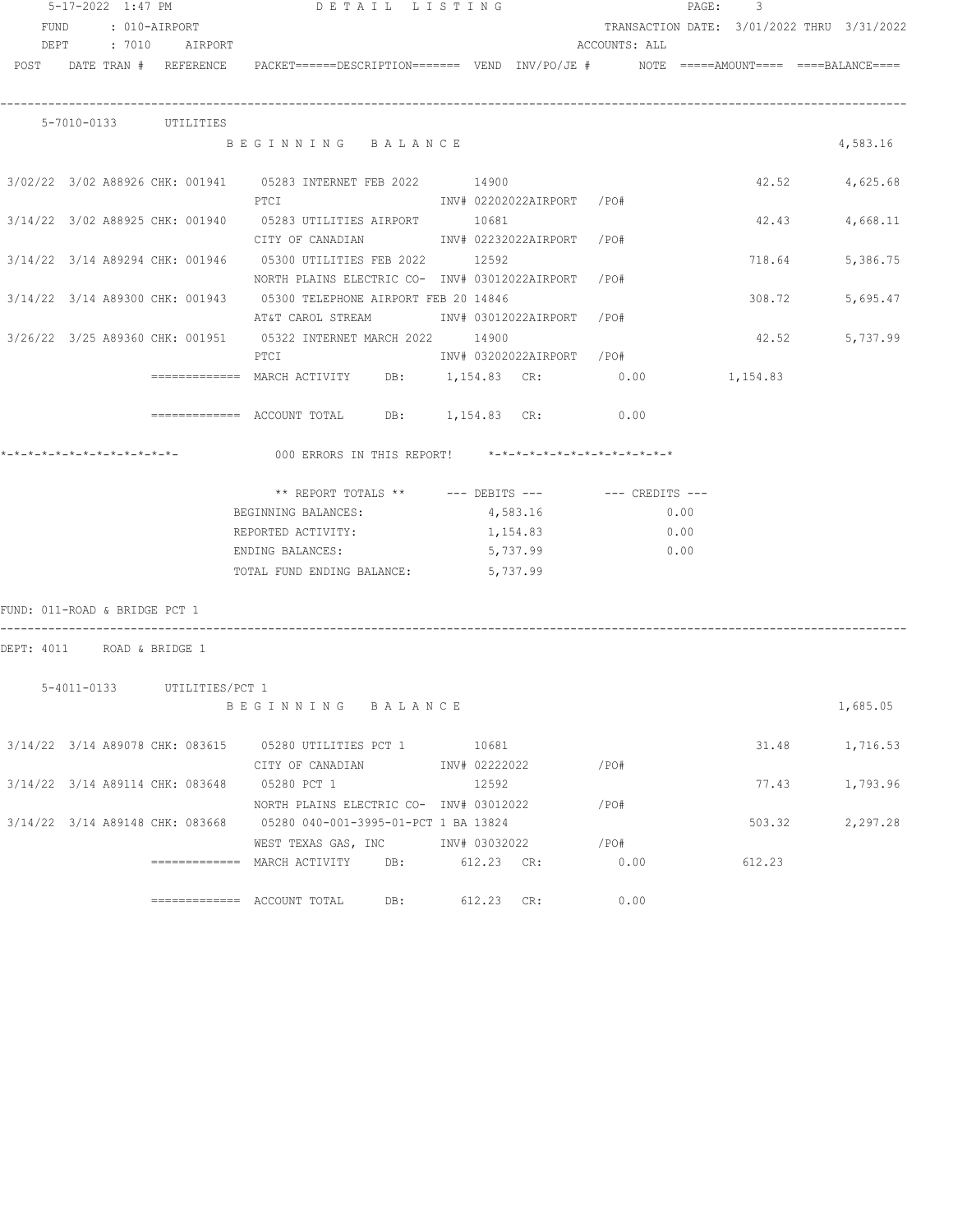DETAIL LISTING

FUND : 010-AIRPORT
DEPT : 7010 AIRPORT

TRANSACTION DATE: 3/01/2022 THRU 3/31/2022
ACCOUNTS: ALL

| POST | DATE TRAN # | REFERENCE | PACKET======DESCRIPTION======= | VEND | INV/PO/JE # | NOTE | =====AMOUNT==== | ====BALANCE==== |
|---|---|---|---|---|---|---|---|---|

**5-7010-0133 UTILITIES**

| POST | DATE TRAN # | REFERENCE | PACKET / DESCRIPTION | VEND | INV/PO/JE # | NOTE | AMOUNT | BALANCE |
|---|---|---|---|---|---|---|---|---|
| | | | BEGINNING BALANCE | | | | | 4,583.16 |
| 3/02/22 | 3/02 A88926 | CHK: 001941 | 05283 INTERNET FEB 2022 / PTCI | 14900 | INV# 02202022AIRPORT /PO# | | 42.52 | 4,625.68 |
| 3/14/22 | 3/02 A88925 | CHK: 001940 | 05283 UTILITIES AIRPORT / CITY OF CANADIAN | 10681 | INV# 02232022AIRPORT /PO# | | 42.43 | 4,668.11 |
| 3/14/22 | 3/14 A89294 | CHK: 001946 | 05300 UTILITIES FEB 2022 / NORTH PLAINS ELECTRIC CO- | 12592 | INV# 03012022AIRPORT /PO# | | 718.64 | 5,386.75 |
| 3/14/22 | 3/14 A89300 | CHK: 001943 | 05300 TELEPHONE AIRPORT FEB 20 / AT&T CAROL STREAM | 14846 | INV# 03012022AIRPORT /PO# | | 308.72 | 5,695.47 |
| 3/26/22 | 3/25 A89360 | CHK: 001951 | 05322 INTERNET MARCH 2022 / PTCI | 14900 | INV# 03202022AIRPORT /PO# | | 42.52 | 5,737.99 |

============= MARCH ACTIVITY DB: 1,154.83 CR: 0.00 1,154.83

============= ACCOUNT TOTAL DB: 1,154.83 CR: 0.00

*-*-*-*-*-*-*-*-*-*-*-*-*- 000 ERRORS IN THIS REPORT! *-*-*-*-*-*-*-*-*-*-*-*-*-*

| ** REPORT TOTALS ** | --- DEBITS --- | --- CREDITS --- |
|---|---|---|
| BEGINNING BALANCES: | 4,583.16 | 0.00 |
| REPORTED ACTIVITY: | 1,154.83 | 0.00 |
| ENDING BALANCES: | 5,737.99 | 0.00 |
| TOTAL FUND ENDING BALANCE: | 5,737.99 | |

FUND: 011-ROAD & BRIDGE PCT 1

DEPT: 4011 ROAD & BRIDGE 1

**5-4011-0133 UTILITIES/PCT 1**

| POST | DATE TRAN # | REFERENCE | PACKET / DESCRIPTION | VEND | INV/PO/JE # | NOTE | AMOUNT | BALANCE |
|---|---|---|---|---|---|---|---|---|
| | | | BEGINNING BALANCE | | | | | 1,685.05 |
| 3/14/22 | 3/14 A89078 | CHK: 083615 | 05280 UTILITIES PCT 1 / CITY OF CANADIAN | 10681 | INV# 02222022 /PO# | | 31.48 | 1,716.53 |
| 3/14/22 | 3/14 A89114 | CHK: 083648 | 05280 PCT 1 / NORTH PLAINS ELECTRIC CO- | 12592 | INV# 03012022 /PO# | | 77.43 | 1,793.96 |
| 3/14/22 | 3/14 A89148 | CHK: 083668 | 05280 040-001-3995-01-PCT 1 BA / WEST TEXAS GAS, INC | 13824 | INV# 03032022 /PO# | | 503.32 | 2,297.28 |

============= MARCH ACTIVITY DB: 612.23 CR: 0.00 612.23

============= ACCOUNT TOTAL DB: 612.23 CR: 0.00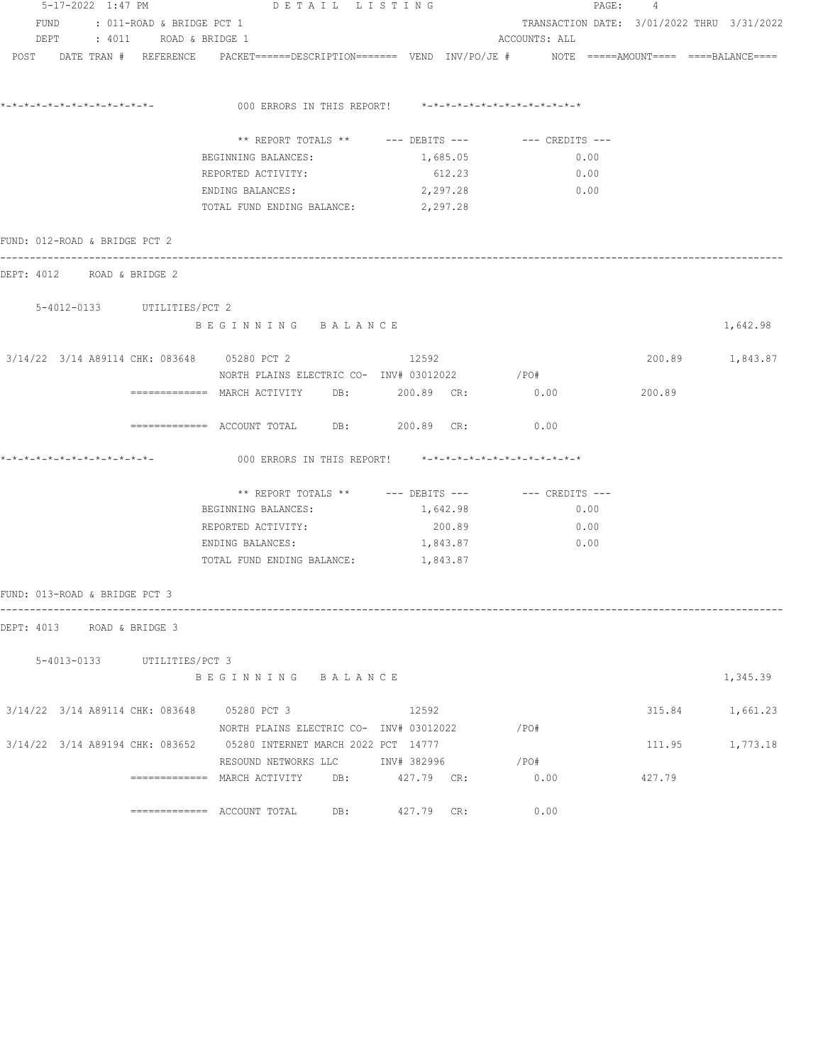5-17-2022 1:47 PM DETAIL LISTING

FUND : 011-ROAD & BRIDGE PCT 1 TRANSACTION DATE: 3/01/2022 THRU 3/31/2022
DEPT : 4011 ROAD & BRIDGE 1 ACCOUNTS: ALL

POST DATE TRAN # REFERENCE PACKET======DESCRIPTION======= VEND INV/PO/JE # NOTE =====AMOUNT==== ====BALANCE====

*-*-*-*-*-*-*-*-*-*-*-*-*- 000 ERRORS IN THIS REPORT! *-*-*-*-*-*-*-*-*-*-*-*-*-*

| ** REPORT TOTALS ** | --- DEBITS --- | --- CREDITS --- |
|---|---|---|
| BEGINNING BALANCES: | 1,685.05 | 0.00 |
| REPORTED ACTIVITY: | 612.23 | 0.00 |
| ENDING BALANCES: | 2,297.28 | 0.00 |
| TOTAL FUND ENDING BALANCE: | 2,297.28 | |

FUND: 012-ROAD & BRIDGE PCT 2

DEPT: 4012 ROAD & BRIDGE 2

5-4012-0133 UTILITIES/PCT 2

B E G I N N I N G   B A L A N C E 1,642.98

| POST | DATE | TRAN # | REFERENCE | PACKET / DESCRIPTION | VEND | INV/PO/JE # | AMOUNT | BALANCE |
|---|---|---|---|---|---|---|---|---|
| 3/14/22 | 3/14 | A89114 | CHK: 083648 | 05280 PCT 2 | 12592 | | 200.89 | 1,843.87 |
| | | | | NORTH PLAINS ELECTRIC CO- | | INV# 03012022 /PO# | | |

============= MARCH ACTIVITY DB: 200.89 CR: 0.00 200.89

============= ACCOUNT TOTAL DB: 200.89 CR: 0.00

*-*-*-*-*-*-*-*-*-*-*-*-*- 000 ERRORS IN THIS REPORT! *-*-*-*-*-*-*-*-*-*-*-*-*-*

| ** REPORT TOTALS ** | --- DEBITS --- | --- CREDITS --- |
|---|---|---|
| BEGINNING BALANCES: | 1,642.98 | 0.00 |
| REPORTED ACTIVITY: | 200.89 | 0.00 |
| ENDING BALANCES: | 1,843.87 | 0.00 |
| TOTAL FUND ENDING BALANCE: | 1,843.87 | |

FUND: 013-ROAD & BRIDGE PCT 3

DEPT: 4013 ROAD & BRIDGE 3

5-4013-0133 UTILITIES/PCT 3

B E G I N N I N G   B A L A N C E 1,345.39

| POST | DATE | TRAN # | REFERENCE | PACKET / DESCRIPTION | VEND | INV/PO/JE # | AMOUNT | BALANCE |
|---|---|---|---|---|---|---|---|---|
| 3/14/22 | 3/14 | A89114 | CHK: 083648 | 05280 PCT 3 | 12592 | | 315.84 | 1,661.23 |
| | | | | NORTH PLAINS ELECTRIC CO- | | INV# 03012022 /PO# | | |
| 3/14/22 | 3/14 | A89194 | CHK: 083652 | 05280 INTERNET MARCH 2022 PCT | 14777 | | 111.95 | 1,773.18 |
| | | | | RESOUND NETWORKS LLC | | INV# 382996 /PO# | | |

============= MARCH ACTIVITY DB: 427.79 CR: 0.00 427.79

============= ACCOUNT TOTAL DB: 427.79 CR: 0.00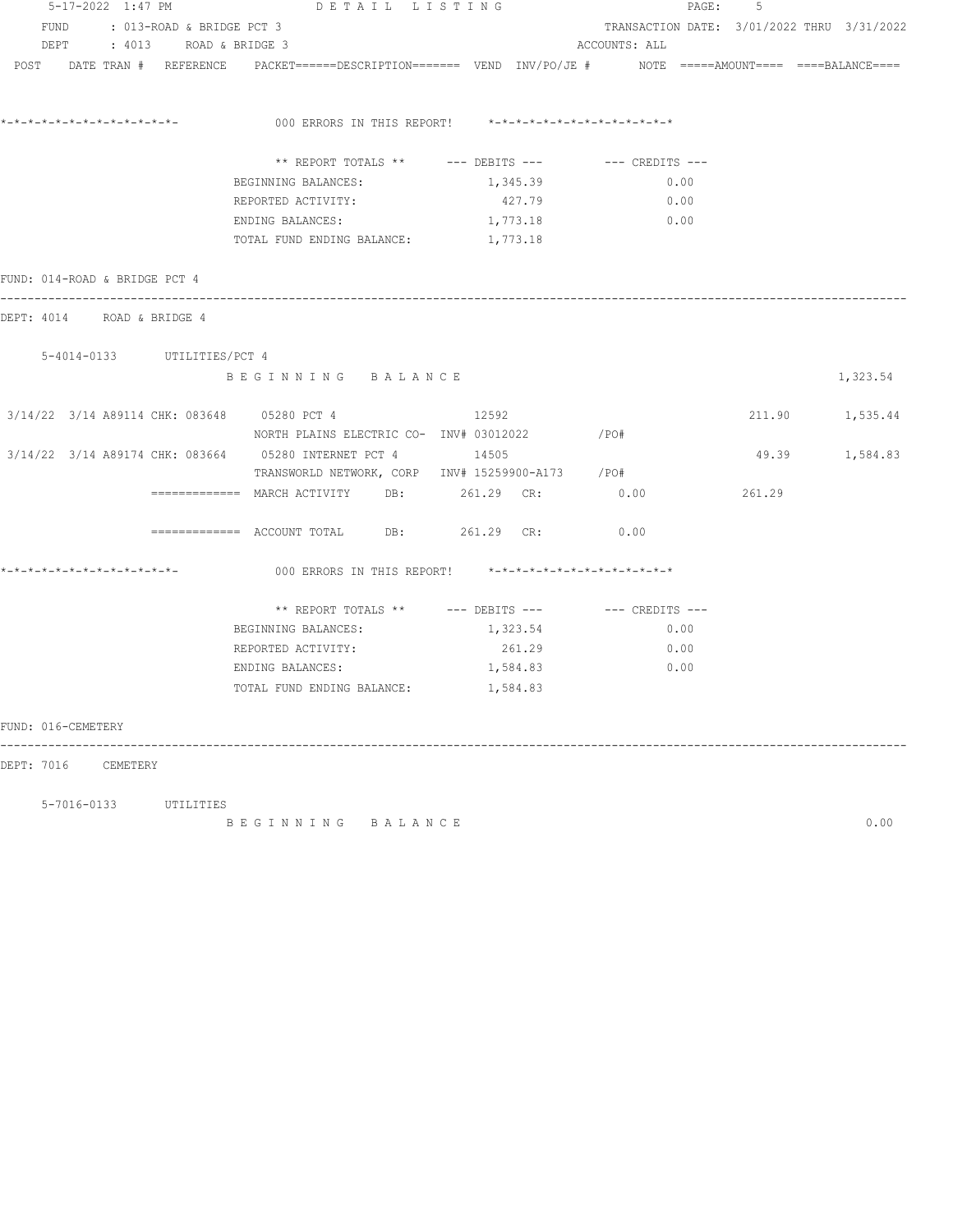*-*-*-*-*-*-*-*-*-*-*-*-*-*-      000 ERRORS IN THIS REPORT!     *-*-*-*-*-*-*-*-*-*-*-*-*-*

| ** REPORT TOTALS ** | --- DEBITS --- | --- CREDITS --- |
|---|---|---|
| BEGINNING BALANCES: | 1,345.39 | 0.00 |
| REPORTED ACTIVITY: | 427.79 | 0.00 |
| ENDING BALANCES: | 1,773.18 | 0.00 |
| TOTAL FUND ENDING BALANCE: | 1,773.18 | |

FUND: 014-ROAD & BRIDGE PCT 4

DEPT: 4014   ROAD & BRIDGE 4

5-4014-0133   UTILITIES/PCT 4

B E G I N N I N G   B A L A N C E   1,323.54

| POST | DATE | TRAN # | REFERENCE | PACKET | DESCRIPTION | VEND | INV/PO/JE # | NOTE | AMOUNT | BALANCE |
|---|---|---|---|---|---|---|---|---|---|---|
| 3/14/22 | 3/14 | A89114 | CHK: 083648 | 05280 | PCT 4 / NORTH PLAINS ELECTRIC CO- | 12592 | INV# 03012022 /PO# | | 211.90 | 1,535.44 |
| 3/14/22 | 3/14 | A89174 | CHK: 083664 | 05280 | INTERNET PCT 4 / TRANSWORLD NETWORK, CORP | 14505 | INV# 15259900-A173 /PO# | | 49.39 | 1,584.83 |

============= MARCH ACTIVITY   DB:   261.29   CR:   0.00   261.29

============= ACCOUNT TOTAL   DB:   261.29   CR:   0.00

*-*-*-*-*-*-*-*-*-*-*-*-*-*-      000 ERRORS IN THIS REPORT!     *-*-*-*-*-*-*-*-*-*-*-*-*-*

| ** REPORT TOTALS ** | --- DEBITS --- | --- CREDITS --- |
|---|---|---|
| BEGINNING BALANCES: | 1,323.54 | 0.00 |
| REPORTED ACTIVITY: | 261.29 | 0.00 |
| ENDING BALANCES: | 1,584.83 | 0.00 |
| TOTAL FUND ENDING BALANCE: | 1,584.83 | |

FUND: 016-CEMETERY

DEPT: 7016   CEMETERY

5-7016-0133   UTILITIES

B E G I N N I N G   B A L A N C E   0.00